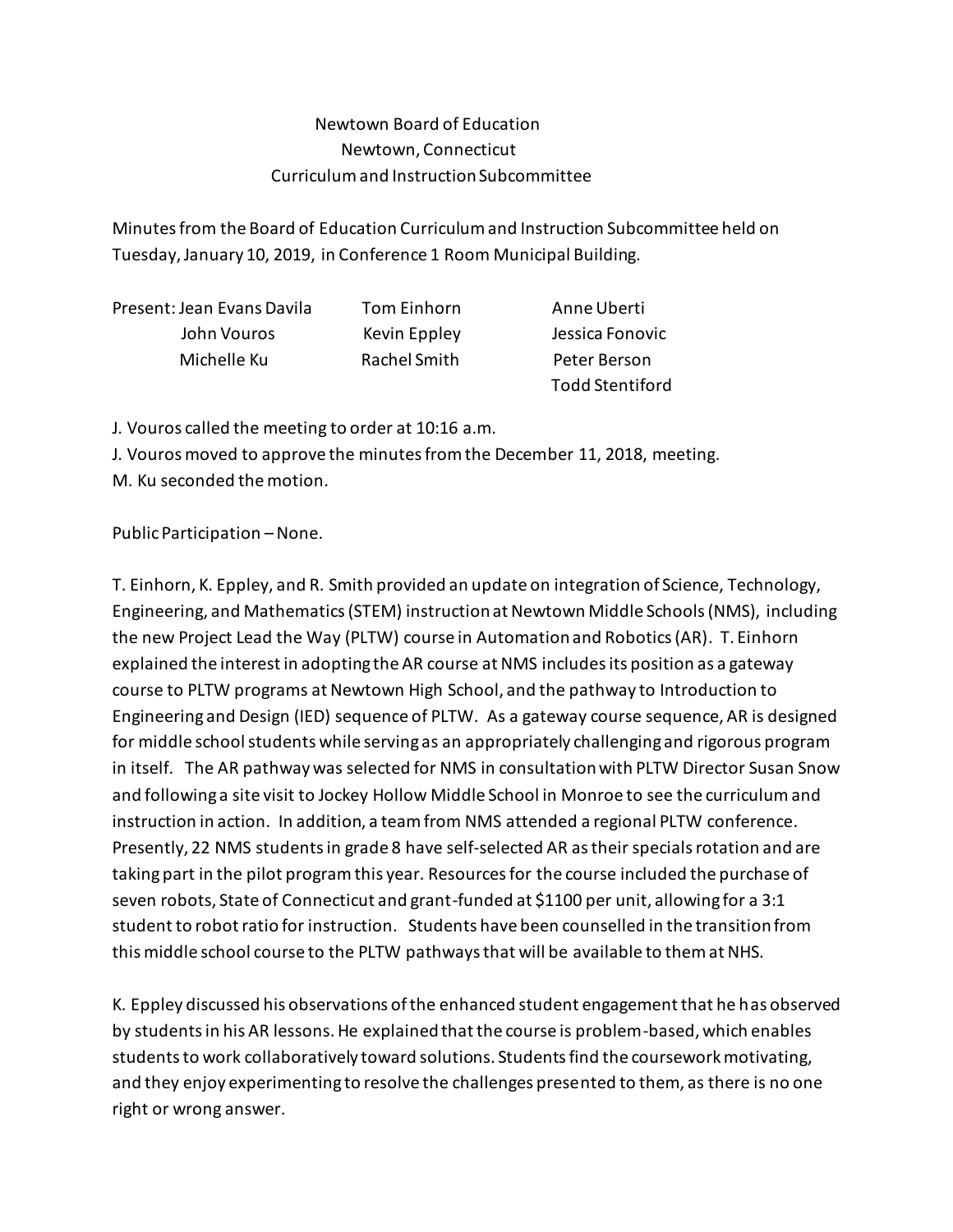Newtown Board of Education
Newtown, Connecticut
Curriculum and Instruction Subcommittee

Minutes from the Board of Education Curriculum and Instruction Subcommittee held on Tuesday, January 10, 2019, in Conference 1 Room Municipal Building.

| Present: Jean Evans Davila | Tom Einhorn | Anne Uberti |
|---|---|---|
| John Vouros | Kevin Eppley | Jessica Fonovic |
| Michelle Ku | Rachel Smith | Peter Berson |
| | | Todd Stentiford |

J. Vouros called the meeting to order at 10:16 a.m.
J. Vouros moved to approve the minutes from the December 11, 2018, meeting.
M. Ku seconded the motion.

Public Participation – None.

T. Einhorn, K. Eppley, and R. Smith provided an update on integration of Science, Technology, Engineering, and Mathematics (STEM) instruction at Newtown Middle Schools (NMS), including the new Project Lead the Way (PLTW) course in Automation and Robotics (AR). T. Einhorn explained the interest in adopting the AR course at NMS includes its position as a gateway course to PLTW programs at Newtown High School, and the pathway to Introduction to Engineering and Design (IED) sequence of PLTW. As a gateway course sequence, AR is designed for middle school students while serving as an appropriately challenging and rigorous program in itself. The AR pathway was selected for NMS in consultation with PLTW Director Susan Snow and following a site visit to Jockey Hollow Middle School in Monroe to see the curriculum and instruction in action. In addition, a team from NMS attended a regional PLTW conference. Presently, 22 NMS students in grade 8 have self-selected AR as their specials rotation and are taking part in the pilot program this year. Resources for the course included the purchase of seven robots, State of Connecticut and grant-funded at $1100 per unit, allowing for a 3:1 student to robot ratio for instruction. Students have been counselled in the transition from this middle school course to the PLTW pathways that will be available to them at NHS.

K. Eppley discussed his observations of the enhanced student engagement that he has observed by students in his AR lessons. He explained that the course is problem-based, which enables students to work collaboratively toward solutions. Students find the coursework motivating, and they enjoy experimenting to resolve the challenges presented to them, as there is no one right or wrong answer.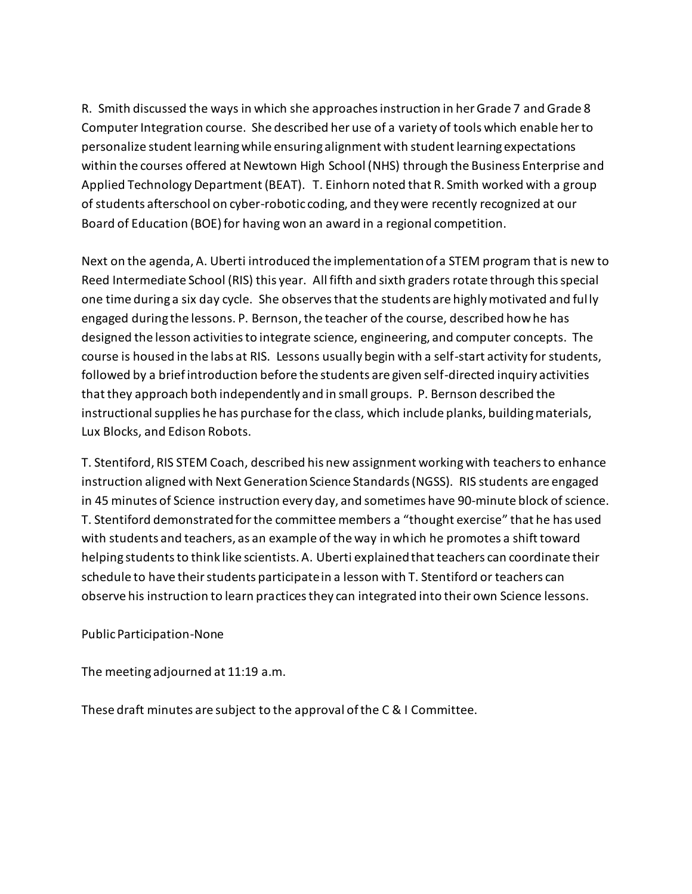R. Smith discussed the ways in which she approaches instruction in her Grade 7 and Grade 8 Computer Integration course. She described her use of a variety of tools which enable her to personalize student learning while ensuring alignment with student learning expectations within the courses offered at Newtown High School (NHS) through the Business Enterprise and Applied Technology Department (BEAT). T. Einhorn noted that R. Smith worked with a group of students afterschool on cyber-robotic coding, and they were recently recognized at our Board of Education (BOE) for having won an award in a regional competition.

Next on the agenda, A. Uberti introduced the implementation of a STEM program that is new to Reed Intermediate School (RIS) this year. All fifth and sixth graders rotate through this special one time during a six day cycle. She observes that the students are highly motivated and fully engaged during the lessons. P. Bernson, the teacher of the course, described how he has designed the lesson activities to integrate science, engineering, and computer concepts. The course is housed in the labs at RIS. Lessons usually begin with a self-start activity for students, followed by a brief introduction before the students are given self-directed inquiry activities that they approach both independently and in small groups. P. Bernson described the instructional supplies he has purchase for the class, which include planks, building materials, Lux Blocks, and Edison Robots.

T. Stentiford, RIS STEM Coach, described his new assignment working with teachers to enhance instruction aligned with Next Generation Science Standards (NGSS). RIS students are engaged in 45 minutes of Science instruction every day, and sometimes have 90-minute block of science. T. Stentiford demonstrated for the committee members a "thought exercise" that he has used with students and teachers, as an example of the way in which he promotes a shift toward helping students to think like scientists. A. Uberti explained that teachers can coordinate their schedule to have their students participate in a lesson with T. Stentiford or teachers can observe his instruction to learn practices they can integrated into their own Science lessons.

Public Participation-None

The meeting adjourned at 11:19 a.m.

These draft minutes are subject to the approval of the C & I Committee.